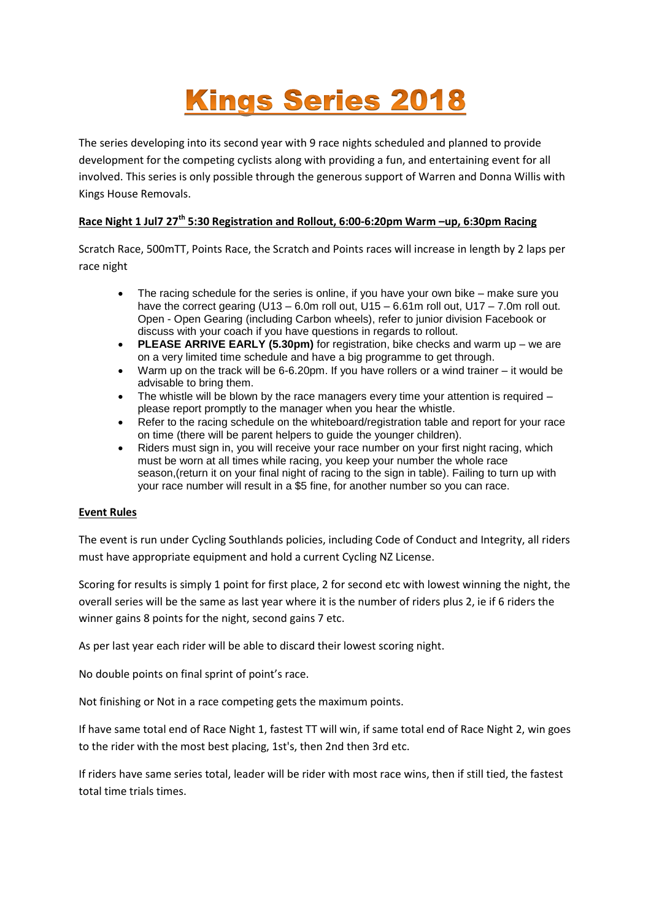# Kings Series 2018

The series developing into its second year with 9 race nights scheduled and planned to provide development for the competing cyclists along with providing a fun, and entertaining event for all involved. This series is only possible through the generous support of Warren and Donna Willis with Kings House Removals.

**Race Night 1 Jul7 27th 5:30 Registration and Rollout, 6:00-6:20pm Warm –up, 6:30pm Racing**

Scratch Race, 500mTT, Points Race, the Scratch and Points races will increase in length by 2 laps per race night

- The racing schedule for the series is online, if you have your own bike – make sure you have the correct gearing (U13 – 6.0m roll out, U15 – 6.61m roll out, U17 – 7.0m roll out. Open - Open Gearing (including Carbon wheels), refer to junior division Facebook or discuss with your coach if you have questions in regards to rollout.
- **PLEASE ARRIVE EARLY (5.30pm)** for registration, bike checks and warm up – we are on a very limited time schedule and have a big programme to get through.
- Warm up on the track will be 6-6.20pm. If you have rollers or a wind trainer – it would be advisable to bring them.
- The whistle will be blown by the race managers every time your attention is required – please report promptly to the manager when you hear the whistle.
- Refer to the racing schedule on the whiteboard/registration table and report for your race on time (there will be parent helpers to guide the younger children).
- Riders must sign in, you will receive your race number on your first night racing, which must be worn at all times while racing, you keep your number the whole race season,(return it on your final night of racing to the sign in table). Failing to turn up with your race number will result in a $5 fine, for another number so you can race.

**Event Rules**

The event is run under Cycling Southlands policies, including Code of Conduct and Integrity, all riders must have appropriate equipment and hold a current Cycling NZ License.

Scoring for results is simply 1 point for first place, 2 for second etc with lowest winning the night, the overall series will be the same as last year where it is the number of riders plus 2, ie if 6 riders the winner gains 8 points for the night, second gains 7 etc.

As per last year each rider will be able to discard their lowest scoring night.

No double points on final sprint of point's race.

Not finishing or Not in a race competing gets the maximum points.

If have same total end of Race Night 1, fastest TT will win, if same total end of Race Night 2, win goes to the rider with the most best placing, 1st's, then 2nd then 3rd etc.

If riders have same series total, leader will be rider with most race wins, then if still tied, the fastest total time trials times.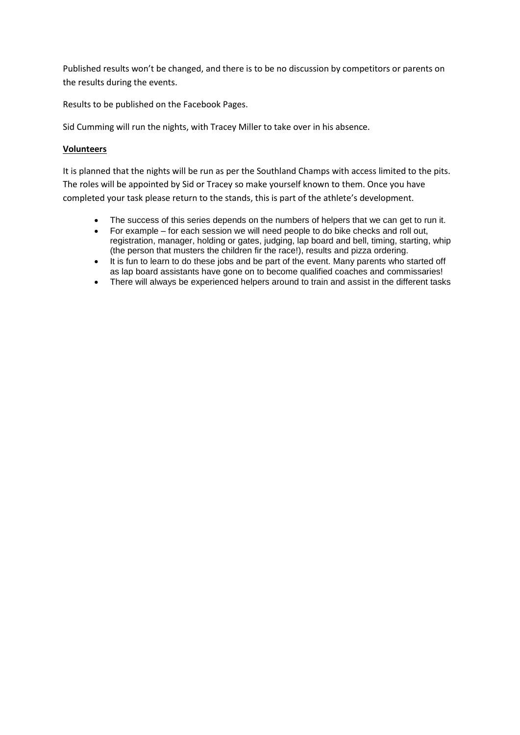Published results won't be changed, and there is to be no discussion by competitors or parents on the results during the events.

Results to be published on the Facebook Pages.

Sid Cumming will run the nights, with Tracey Miller to take over in his absence.

**Volunteers**

It is planned that the nights will be run as per the Southland Champs with access limited to the pits. The roles will be appointed by Sid or Tracey so make yourself known to them. Once you have completed your task please return to the stands, this is part of the athlete's development.

- The success of this series depends on the numbers of helpers that we can get to run it.
- For example – for each session we will need people to do bike checks and roll out, registration, manager, holding or gates, judging, lap board and bell, timing, starting, whip (the person that musters the children fir the race!), results and pizza ordering.
- It is fun to learn to do these jobs and be part of the event. Many parents who started off as lap board assistants have gone on to become qualified coaches and commissaries!
- There will always be experienced helpers around to train and assist in the different tasks